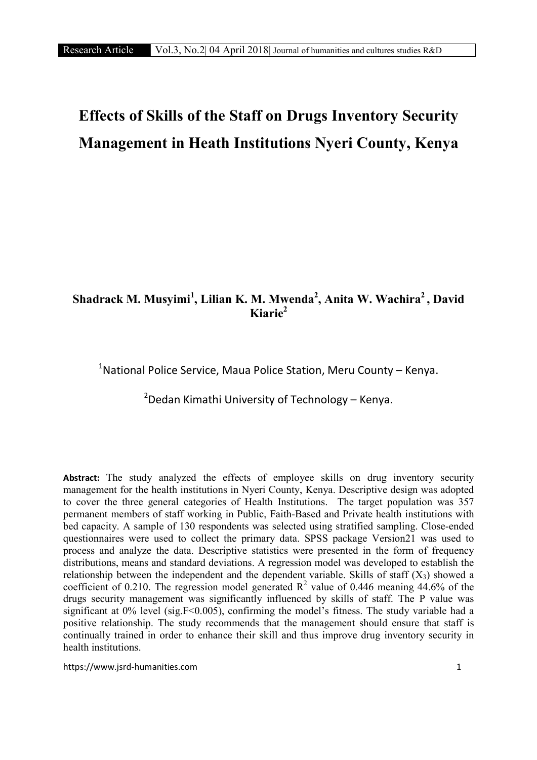# Effects of Skills of the Staff on Drugs Inventory Security Management in Heath Institutions Nyeri County, Kenya

**Shadrack M. Musyimi[1], Lilian K. M. Mwenda[2], Anita W. Wachira[2], David Kiarie[2]**

[1]National Police Service, Maua Police Station, Meru County – Kenya.

[2]Dedan Kimathi University of Technology – Kenya.

**Abstract:** The study analyzed the effects of employee skills on drug inventory security management for the health institutions in Nyeri County, Kenya. Descriptive design was adopted to cover the three general categories of Health Institutions. The target population was 357 permanent members of staff working in Public, Faith-Based and Private health institutions with bed capacity. A sample of 130 respondents was selected using stratified sampling. Close-ended questionnaires were used to collect the primary data. SPSS package Version21 was used to process and analyze the data. Descriptive statistics were presented in the form of frequency distributions, means and standard deviations. A regression model was developed to establish the relationship between the independent and the dependent variable. Skills of staff ($X_3$) showed a coefficient of 0.210. The regression model generated $R^2$ value of 0.446 meaning 44.6% of the drugs security management was significantly influenced by skills of staff. The P value was significant at 0% level (sig.F<0.005), confirming the model's fitness. The study variable had a positive relationship. The study recommends that the management should ensure that staff is continually trained in order to enhance their skill and thus improve drug inventory security in health institutions.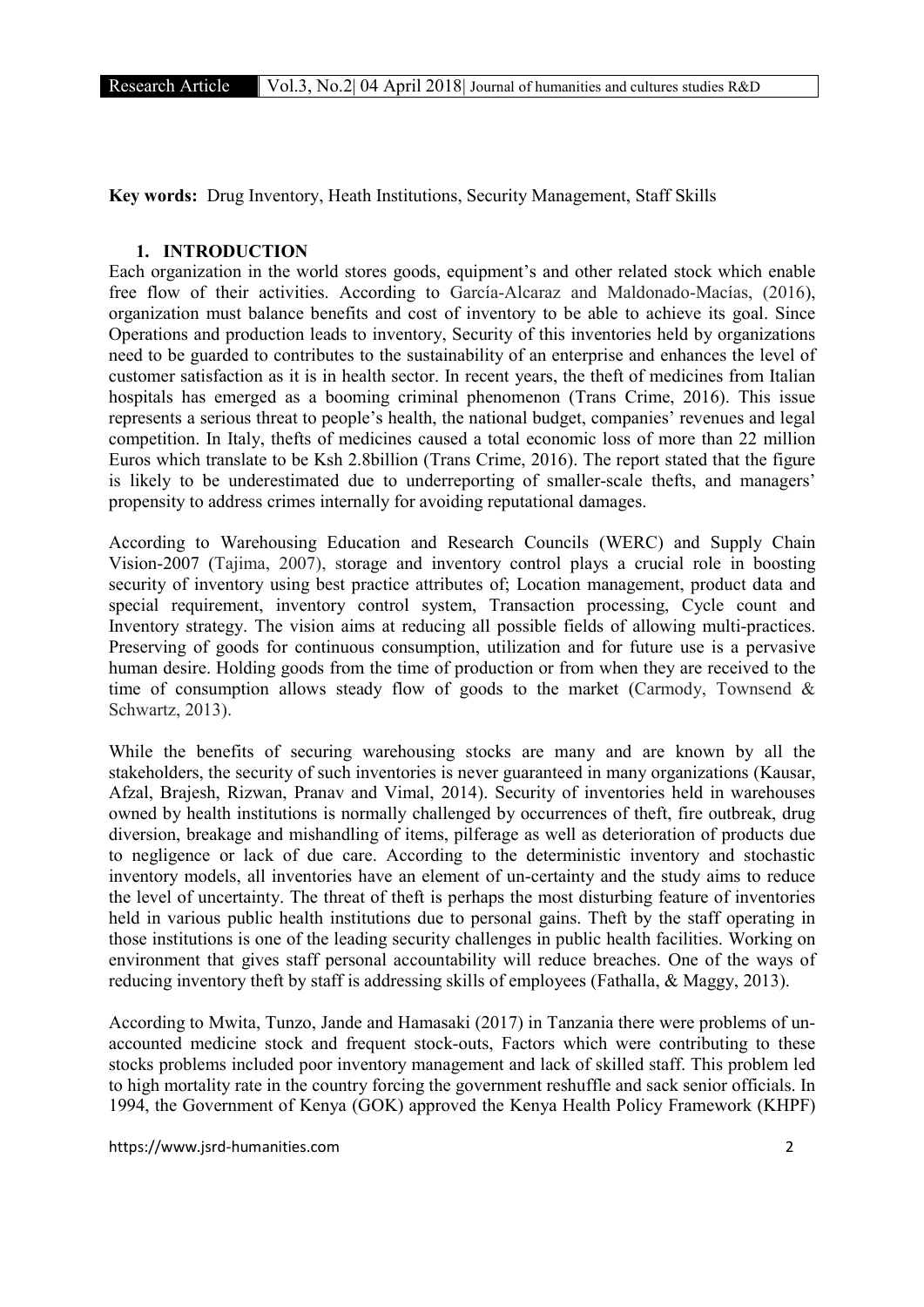**Key words:** Drug Inventory, Heath Institutions, Security Management, Staff Skills

## 1. INTRODUCTION

Each organization in the world stores goods, equipment's and other related stock which enable free flow of their activities. According to García-Alcaraz and Maldonado-Macías, (2016), organization must balance benefits and cost of inventory to be able to achieve its goal. Since Operations and production leads to inventory, Security of this inventories held by organizations need to be guarded to contributes to the sustainability of an enterprise and enhances the level of customer satisfaction as it is in health sector. In recent years, the theft of medicines from Italian hospitals has emerged as a booming criminal phenomenon (Trans Crime, 2016). This issue represents a serious threat to people's health, the national budget, companies' revenues and legal competition. In Italy, thefts of medicines caused a total economic loss of more than 22 million Euros which translate to be Ksh 2.8billion (Trans Crime, 2016). The report stated that the figure is likely to be underestimated due to underreporting of smaller-scale thefts, and managers' propensity to address crimes internally for avoiding reputational damages.

According to Warehousing Education and Research Councils (WERC) and Supply Chain Vision-2007 (Tajima, 2007), storage and inventory control plays a crucial role in boosting security of inventory using best practice attributes of; Location management, product data and special requirement, inventory control system, Transaction processing, Cycle count and Inventory strategy. The vision aims at reducing all possible fields of allowing multi-practices. Preserving of goods for continuous consumption, utilization and for future use is a pervasive human desire. Holding goods from the time of production or from when they are received to the time of consumption allows steady flow of goods to the market (Carmody, Townsend & Schwartz, 2013).

While the benefits of securing warehousing stocks are many and are known by all the stakeholders, the security of such inventories is never guaranteed in many organizations (Kausar, Afzal, Brajesh, Rizwan, Pranav and Vimal, 2014). Security of inventories held in warehouses owned by health institutions is normally challenged by occurrences of theft, fire outbreak, drug diversion, breakage and mishandling of items, pilferage as well as deterioration of products due to negligence or lack of due care. According to the deterministic inventory and stochastic inventory models, all inventories have an element of un-certainty and the study aims to reduce the level of uncertainty. The threat of theft is perhaps the most disturbing feature of inventories held in various public health institutions due to personal gains. Theft by the staff operating in those institutions is one of the leading security challenges in public health facilities. Working on environment that gives staff personal accountability will reduce breaches. One of the ways of reducing inventory theft by staff is addressing skills of employees (Fathalla, & Maggy, 2013).

According to Mwita, Tunzo, Jande and Hamasaki (2017) in Tanzania there were problems of un-accounted medicine stock and frequent stock-outs, Factors which were contributing to these stocks problems included poor inventory management and lack of skilled staff. This problem led to high mortality rate in the country forcing the government reshuffle and sack senior officials. In 1994, the Government of Kenya (GOK) approved the Kenya Health Policy Framework (KHPF)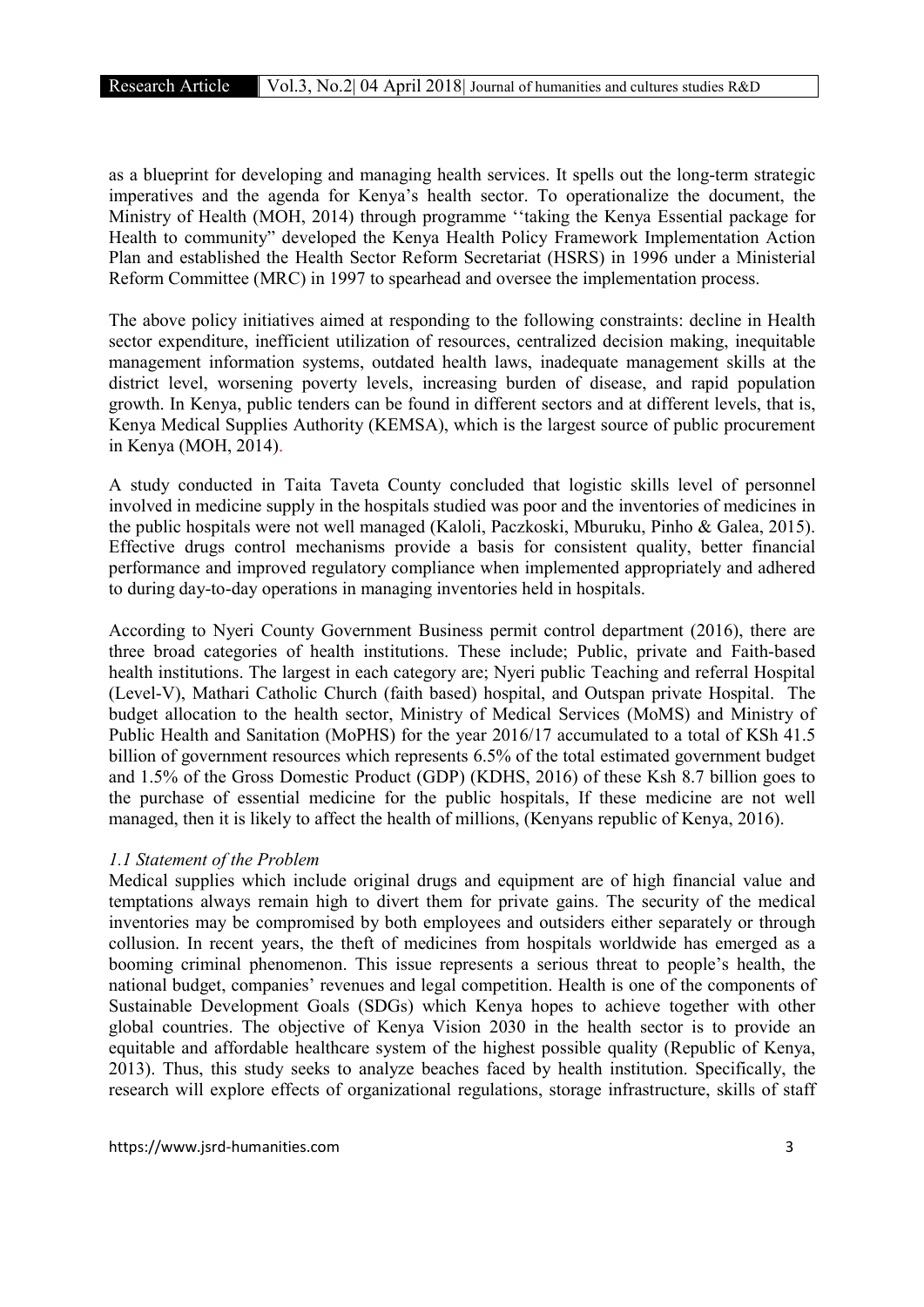as a blueprint for developing and managing health services. It spells out the long-term strategic imperatives and the agenda for Kenya's health sector. To operationalize the document, the Ministry of Health (MOH, 2014) through programme ''taking the Kenya Essential package for Health to community" developed the Kenya Health Policy Framework Implementation Action Plan and established the Health Sector Reform Secretariat (HSRS) in 1996 under a Ministerial Reform Committee (MRC) in 1997 to spearhead and oversee the implementation process.

The above policy initiatives aimed at responding to the following constraints: decline in Health sector expenditure, inefficient utilization of resources, centralized decision making, inequitable management information systems, outdated health laws, inadequate management skills at the district level, worsening poverty levels, increasing burden of disease, and rapid population growth. In Kenya, public tenders can be found in different sectors and at different levels, that is, Kenya Medical Supplies Authority (KEMSA), which is the largest source of public procurement in Kenya (MOH, 2014).

A study conducted in Taita Taveta County concluded that logistic skills level of personnel involved in medicine supply in the hospitals studied was poor and the inventories of medicines in the public hospitals were not well managed (Kaloli, Paczkoski, Mburuku, Pinho & Galea, 2015). Effective drugs control mechanisms provide a basis for consistent quality, better financial performance and improved regulatory compliance when implemented appropriately and adhered to during day-to-day operations in managing inventories held in hospitals.

According to Nyeri County Government Business permit control department (2016), there are three broad categories of health institutions. These include; Public, private and Faith-based health institutions. The largest in each category are; Nyeri public Teaching and referral Hospital (Level-V), Mathari Catholic Church (faith based) hospital, and Outspan private Hospital. The budget allocation to the health sector, Ministry of Medical Services (MoMS) and Ministry of Public Health and Sanitation (MoPHS) for the year 2016/17 accumulated to a total of KSh 41.5 billion of government resources which represents 6.5% of the total estimated government budget and 1.5% of the Gross Domestic Product (GDP) (KDHS, 2016) of these Ksh 8.7 billion goes to the purchase of essential medicine for the public hospitals, If these medicine are not well managed, then it is likely to affect the health of millions, (Kenyans republic of Kenya, 2016).

### *1.1 Statement of the Problem*

Medical supplies which include original drugs and equipment are of high financial value and temptations always remain high to divert them for private gains. The security of the medical inventories may be compromised by both employees and outsiders either separately or through collusion. In recent years, the theft of medicines from hospitals worldwide has emerged as a booming criminal phenomenon. This issue represents a serious threat to people's health, the national budget, companies' revenues and legal competition. Health is one of the components of Sustainable Development Goals (SDGs) which Kenya hopes to achieve together with other global countries. The objective of Kenya Vision 2030 in the health sector is to provide an equitable and affordable healthcare system of the highest possible quality (Republic of Kenya, 2013). Thus, this study seeks to analyze beaches faced by health institution. Specifically, the research will explore effects of organizational regulations, storage infrastructure, skills of staff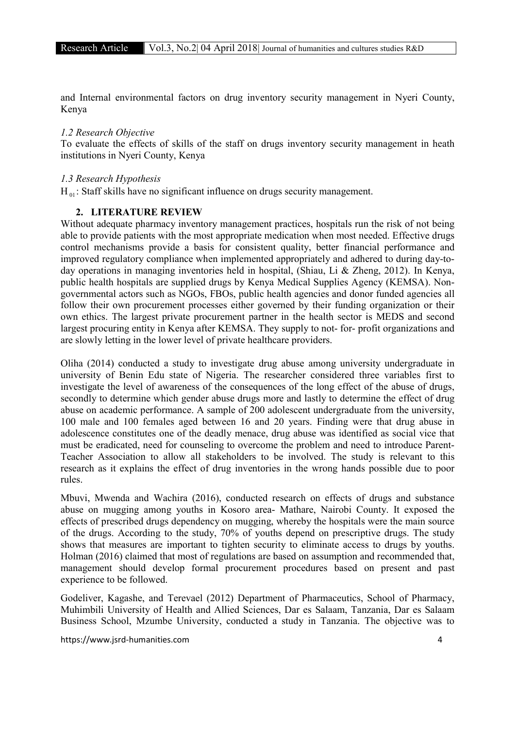and Internal environmental factors on drug inventory security management in Nyeri County, Kenya

### *1.2 Research Objective*

To evaluate the effects of skills of the staff on drugs inventory security management in heath institutions in Nyeri County, Kenya

### *1.3 Research Hypothesis*

$H_{01}$: Staff skills have no significant influence on drugs security management.

## 2. LITERATURE REVIEW

Without adequate pharmacy inventory management practices, hospitals run the risk of not being able to provide patients with the most appropriate medication when most needed. Effective drugs control mechanisms provide a basis for consistent quality, better financial performance and improved regulatory compliance when implemented appropriately and adhered to during day-to-day operations in managing inventories held in hospital, (Shiau, Li & Zheng, 2012). In Kenya, public health hospitals are supplied drugs by Kenya Medical Supplies Agency (KEMSA). Non-governmental actors such as NGOs, FBOs, public health agencies and donor funded agencies all follow their own procurement processes either governed by their funding organization or their own ethics. The largest private procurement partner in the health sector is MEDS and second largest procuring entity in Kenya after KEMSA. They supply to not- for- profit organizations and are slowly letting in the lower level of private healthcare providers.

Oliha (2014) conducted a study to investigate drug abuse among university undergraduate in university of Benin Edu state of Nigeria. The researcher considered three variables first to investigate the level of awareness of the consequences of the long effect of the abuse of drugs, secondly to determine which gender abuse drugs more and lastly to determine the effect of drug abuse on academic performance. A sample of 200 adolescent undergraduate from the university, 100 male and 100 females aged between 16 and 20 years. Finding were that drug abuse in adolescence constitutes one of the deadly menace, drug abuse was identified as social vice that must be eradicated, need for counseling to overcome the problem and need to introduce Parent-Teacher Association to allow all stakeholders to be involved. The study is relevant to this research as it explains the effect of drug inventories in the wrong hands possible due to poor rules.

Mbuvi, Mwenda and Wachira (2016), conducted research on effects of drugs and substance abuse on mugging among youths in Kosoro area- Mathare, Nairobi County. It exposed the effects of prescribed drugs dependency on mugging, whereby the hospitals were the main source of the drugs. According to the study, 70% of youths depend on prescriptive drugs. The study shows that measures are important to tighten security to eliminate access to drugs by youths. Holman (2016) claimed that most of regulations are based on assumption and recommended that, management should develop formal procurement procedures based on present and past experience to be followed.

Godeliver, Kagashe, and Terevael (2012) Department of Pharmaceutics, School of Pharmacy, Muhimbili University of Health and Allied Sciences, Dar es Salaam, Tanzania, Dar es Salaam Business School, Mzumbe University, conducted a study in Tanzania. The objective was to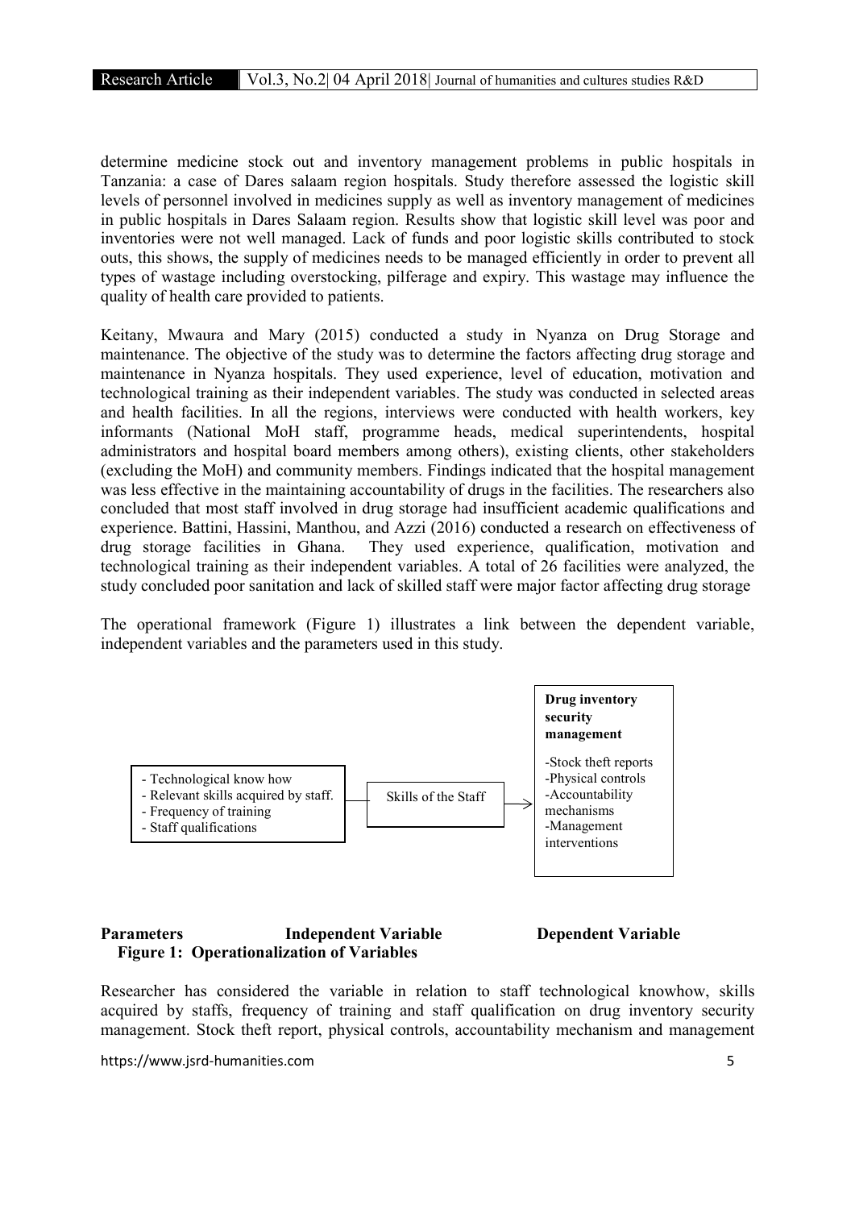determine medicine stock out and inventory management problems in public hospitals in Tanzania: a case of Dares salaam region hospitals. Study therefore assessed the logistic skill levels of personnel involved in medicines supply as well as inventory management of medicines in public hospitals in Dares Salaam region. Results show that logistic skill level was poor and inventories were not well managed. Lack of funds and poor logistic skills contributed to stock outs, this shows, the supply of medicines needs to be managed efficiently in order to prevent all types of wastage including overstocking, pilferage and expiry. This wastage may influence the quality of health care provided to patients.

Keitany, Mwaura and Mary (2015) conducted a study in Nyanza on Drug Storage and maintenance. The objective of the study was to determine the factors affecting drug storage and maintenance in Nyanza hospitals. They used experience, level of education, motivation and technological training as their independent variables. The study was conducted in selected areas and health facilities. In all the regions, interviews were conducted with health workers, key informants (National MoH staff, programme heads, medical superintendents, hospital administrators and hospital board members among others), existing clients, other stakeholders (excluding the MoH) and community members. Findings indicated that the hospital management was less effective in the maintaining accountability of drugs in the facilities. The researchers also concluded that most staff involved in drug storage had insufficient academic qualifications and experience. Battini, Hassini, Manthou, and Azzi (2016) conducted a research on effectiveness of drug storage facilities in Ghana. They used experience, qualification, motivation and technological training as their independent variables. A total of 26 facilities were analyzed, the study concluded poor sanitation and lack of skilled staff were major factor affecting drug storage

The operational framework (Figure 1) illustrates a link between the dependent variable, independent variables and the parameters used in this study.

| Parameters | Independent Variable | Dependent Variable |
|---|---|---|
| - Technological know how<br>- Relevant skills acquired by staff.<br>- Frequency of training<br>- Staff qualifications | Skills of the Staff → | **Drug inventory security management**<br>-Stock theft reports<br>-Physical controls<br>-Accountability mechanisms<br>-Management interventions |

**Figure 1: Operationalization of Variables**

Researcher has considered the variable in relation to staff technological knowhow, skills acquired by staffs, frequency of training and staff qualification on drug inventory security management. Stock theft report, physical controls, accountability mechanism and management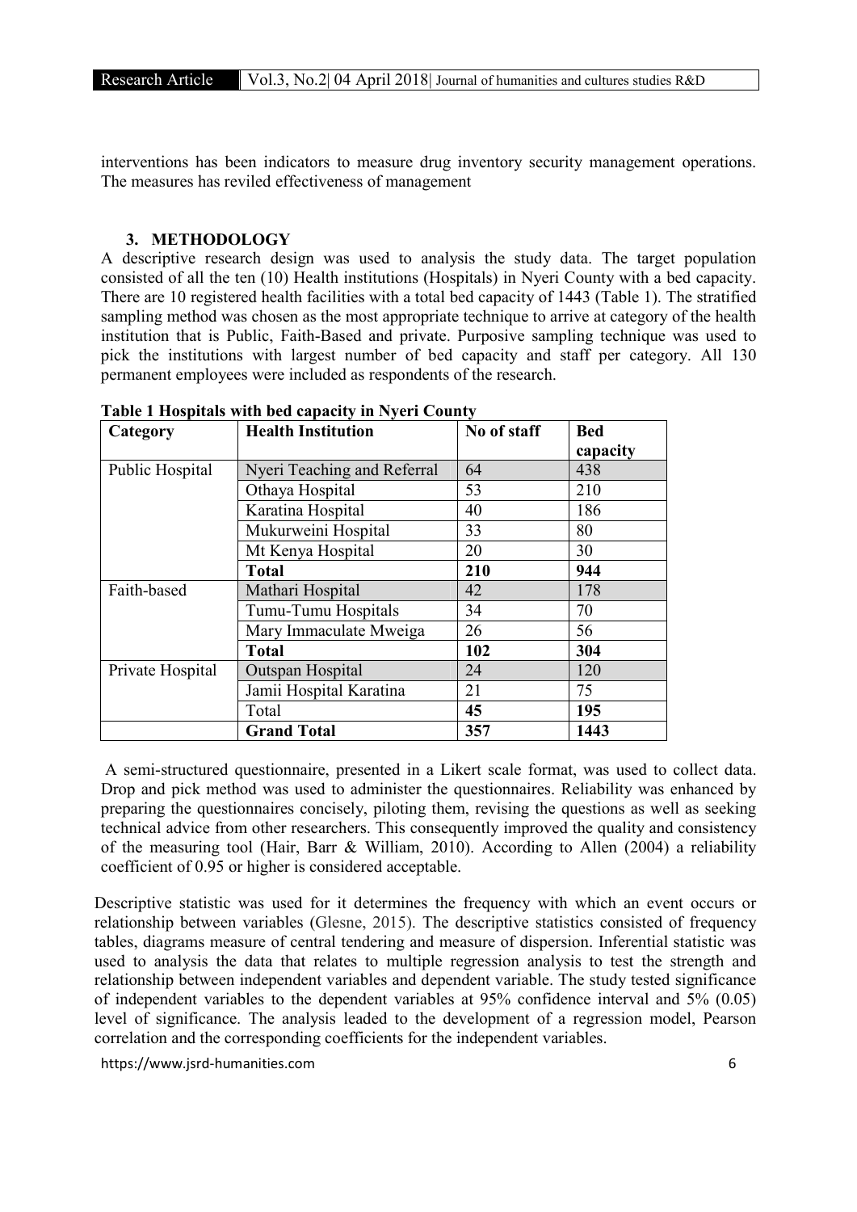interventions has been indicators to measure drug inventory security management operations. The measures has reviled effectiveness of management

## 3. METHODOLOGY

A descriptive research design was used to analysis the study data. The target population consisted of all the ten (10) Health institutions (Hospitals) in Nyeri County with a bed capacity. There are 10 registered health facilities with a total bed capacity of 1443 (Table 1). The stratified sampling method was chosen as the most appropriate technique to arrive at category of the health institution that is Public, Faith-Based and private. Purposive sampling technique was used to pick the institutions with largest number of bed capacity and staff per category. All 130 permanent employees were included as respondents of the research.

**Table 1 Hospitals with bed capacity in Nyeri County**

| Category | Health Institution | No of staff | Bed capacity |
|---|---|---|---|
| Public Hospital | Nyeri Teaching and Referral | 64 | 438 |
| | Othaya Hospital | 53 | 210 |
| | Karatina Hospital | 40 | 186 |
| | Mukurweini Hospital | 33 | 80 |
| | Mt Kenya Hospital | 20 | 30 |
| | **Total** | **210** | **944** |
| Faith-based | Mathari Hospital | 42 | 178 |
| | Tumu-Tumu Hospitals | 34 | 70 |
| | Mary Immaculate Mweiga | 26 | 56 |
| | **Total** | **102** | **304** |
| Private Hospital | Outspan Hospital | 24 | 120 |
| | Jamii Hospital Karatina | 21 | 75 |
| | Total | **45** | **195** |
| | **Grand Total** | **357** | **1443** |

A semi-structured questionnaire, presented in a Likert scale format, was used to collect data. Drop and pick method was used to administer the questionnaires. Reliability was enhanced by preparing the questionnaires concisely, piloting them, revising the questions as well as seeking technical advice from other researchers. This consequently improved the quality and consistency of the measuring tool (Hair, Barr & William, 2010). According to Allen (2004) a reliability coefficient of 0.95 or higher is considered acceptable.

Descriptive statistic was used for it determines the frequency with which an event occurs or relationship between variables (Glesne, 2015). The descriptive statistics consisted of frequency tables, diagrams measure of central tendering and measure of dispersion. Inferential statistic was used to analysis the data that relates to multiple regression analysis to test the strength and relationship between independent variables and dependent variable. The study tested significance of independent variables to the dependent variables at 95% confidence interval and 5% (0.05) level of significance. The analysis leaded to the development of a regression model, Pearson correlation and the corresponding coefficients for the independent variables.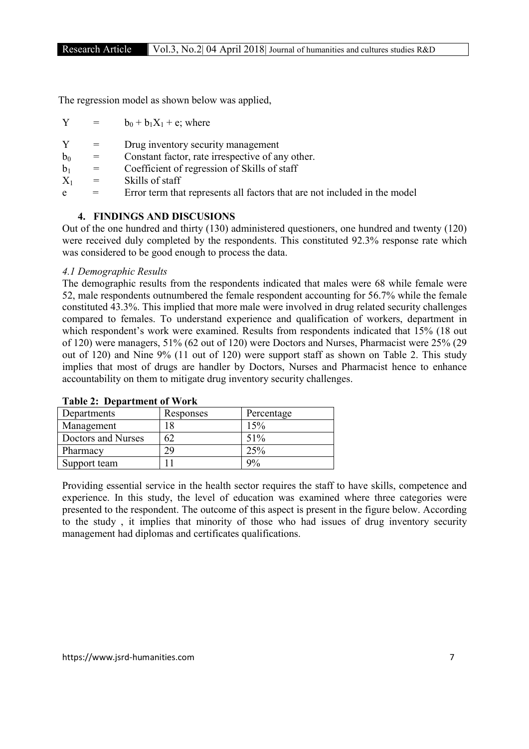The regression model as shown below was applied,

$Y = b_0 + b_1X_1 + e$; where

$Y$ = Drug inventory security management

$b_0$ = Constant factor, rate irrespective of any other.

$b_1$ = Coefficient of regression of Skills of staff

$X_1$ = Skills of staff

$e$ = Error term that represents all factors that are not included in the model

## 4. FINDINGS AND DISCUSIONS

Out of the one hundred and thirty (130) administered questioners, one hundred and twenty (120) were received duly completed by the respondents. This constituted 92.3% response rate which was considered to be good enough to process the data.

### *4.1 Demographic Results*

The demographic results from the respondents indicated that males were 68 while female were 52, male respondents outnumbered the female respondent accounting for 56.7% while the female constituted 43.3%. This implied that more male were involved in drug related security challenges compared to females. To understand experience and qualification of workers, department in which respondent's work were examined. Results from respondents indicated that 15% (18 out of 120) were managers, 51% (62 out of 120) were Doctors and Nurses, Pharmacist were 25% (29 out of 120) and Nine 9% (11 out of 120) were support staff as shown on Table 2. This study implies that most of drugs are handler by Doctors, Nurses and Pharmacist hence to enhance accountability on them to mitigate drug inventory security challenges.

**Table 2: Department of Work**

| Departments | Responses | Percentage |
|---|---|---|
| Management | 18 | 15% |
| Doctors and Nurses | 62 | 51% |
| Pharmacy | 29 | 25% |
| Support team | 11 | 9% |

Providing essential service in the health sector requires the staff to have skills, competence and experience. In this study, the level of education was examined where three categories were presented to the respondent. The outcome of this aspect is present in the figure below. According to the study , it implies that minority of those who had issues of drug inventory security management had diplomas and certificates qualifications.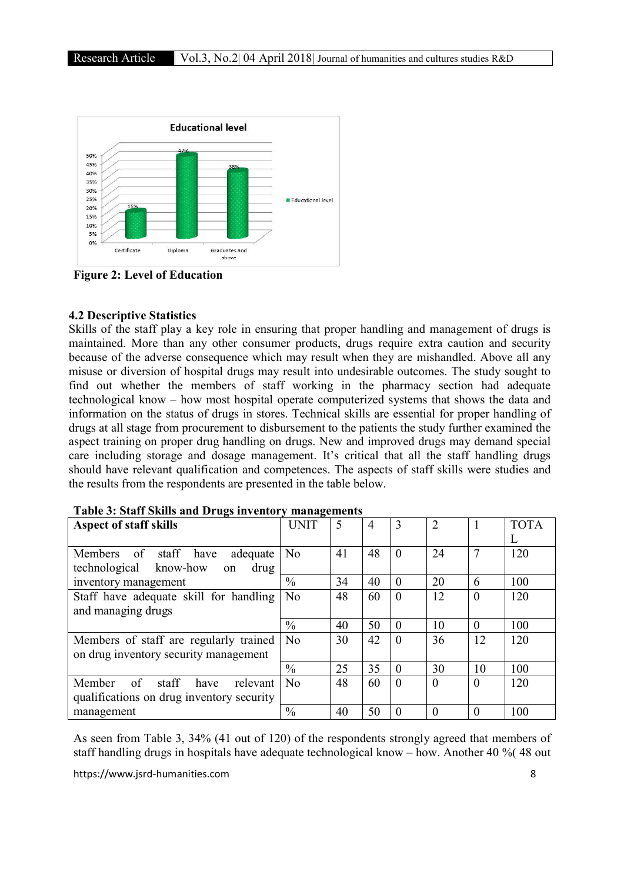Figure 2: Level of Education

### 4.2 Descriptive Statistics

Skills of the staff play a key role in ensuring that proper handling and management of drugs is maintained. More than any other consumer products, drugs require extra caution and security because of the adverse consequence which may result when they are mishandled. Above all any misuse or diversion of hospital drugs may result into undesirable outcomes. The study sought to find out whether the members of staff working in the pharmacy section had adequate technological know – how most hospital operate computerized systems that shows the data and information on the status of drugs in stores. Technical skills are essential for proper handling of drugs at all stage from procurement to disbursement to the patients the study further examined the aspect training on proper drug handling on drugs. New and improved drugs may demand special care including storage and dosage management. It's critical that all the staff handling drugs should have relevant qualification and competences. The aspects of staff skills were studies and the results from the respondents are presented in the table below.

**Table 3: Staff Skills and Drugs inventory managements**

| Aspect of staff skills | UNIT | 5 | 4 | 3 | 2 | 1 | TOTAL |
|---|---|---|---|---|---|---|---|
| Members of staff have adequate technological know-how on drug inventory management | No | 41 | 48 | 0 | 24 | 7 | 120 |
| | % | 34 | 40 | 0 | 20 | 6 | 100 |
| Staff have adequate skill for handling and managing drugs | No | 48 | 60 | 0 | 12 | 0 | 120 |
| | % | 40 | 50 | 0 | 10 | 0 | 100 |
| Members of staff are regularly trained on drug inventory security management | No | 30 | 42 | 0 | 36 | 12 | 120 |
| | % | 25 | 35 | 0 | 30 | 10 | 100 |
| Member of staff have relevant qualifications on drug inventory security management | No | 48 | 60 | 0 | 0 | 0 | 120 |
| | % | 40 | 50 | 0 | 0 | 0 | 100 |

As seen from Table 3, 34% (41 out of 120) of the respondents strongly agreed that members of staff handling drugs in hospitals have adequate technological know – how. Another 40 %( 48 out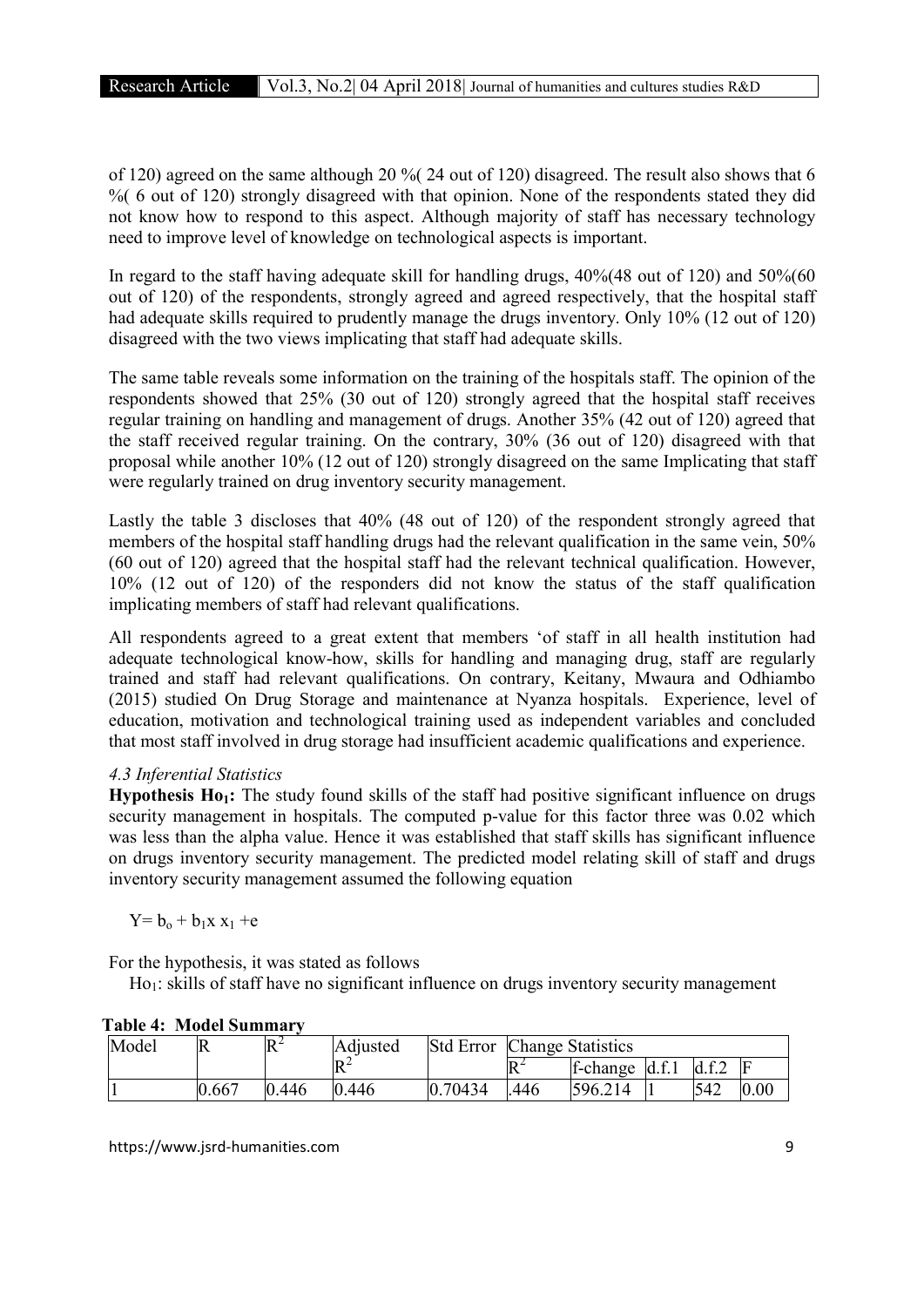of 120) agreed on the same although 20 %( 24 out of 120) disagreed. The result also shows that 6 %( 6 out of 120) strongly disagreed with that opinion. None of the respondents stated they did not know how to respond to this aspect. Although majority of staff has necessary technology need to improve level of knowledge on technological aspects is important.

In regard to the staff having adequate skill for handling drugs, 40%(48 out of 120) and 50%(60 out of 120) of the respondents, strongly agreed and agreed respectively, that the hospital staff had adequate skills required to prudently manage the drugs inventory. Only 10% (12 out of 120) disagreed with the two views implicating that staff had adequate skills.

The same table reveals some information on the training of the hospitals staff. The opinion of the respondents showed that 25% (30 out of 120) strongly agreed that the hospital staff receives regular training on handling and management of drugs. Another 35% (42 out of 120) agreed that the staff received regular training. On the contrary, 30% (36 out of 120) disagreed with that proposal while another 10% (12 out of 120) strongly disagreed on the same Implicating that staff were regularly trained on drug inventory security management.

Lastly the table 3 discloses that 40% (48 out of 120) of the respondent strongly agreed that members of the hospital staff handling drugs had the relevant qualification in the same vein, 50% (60 out of 120) agreed that the hospital staff had the relevant technical qualification. However, 10% (12 out of 120) of the responders did not know the status of the staff qualification implicating members of staff had relevant qualifications.

All respondents agreed to a great extent that members 'of staff in all health institution had adequate technological know-how, skills for handling and managing drug, staff are regularly trained and staff had relevant qualifications. On contrary, Keitany, Mwaura and Odhiambo (2015) studied On Drug Storage and maintenance at Nyanza hospitals. Experience, level of education, motivation and technological training used as independent variables and concluded that most staff involved in drug storage had insufficient academic qualifications and experience.

*4.3 Inferential Statistics*

**Hypothesis $Ho_1$:** The study found skills of the staff had positive significant influence on drugs security management in hospitals. The computed p-value for this factor three was 0.02 which was less than the alpha value. Hence it was established that staff skills has significant influence on drugs inventory security management. The predicted model relating skill of staff and drugs inventory security management assumed the following equation

$Y = b_o + b_1 x\, x_1 + e$

For the hypothesis, it was stated as follows

$Ho_1$: skills of staff have no significant influence on drugs inventory security management

**Table 4: Model Summary**

| Model | R | $R^2$ | Adjusted $R^2$ | Std Error | Change Statistics | | | | |
|---|---|---|---|---|---|---|---|---|---|
| | | | | | $R^2$ | f-change | d.f.1 | d.f.2 | F |
| 1 | 0.667 | 0.446 | 0.446 | 0.70434 | .446 | 596.214 | 1 | 542 | 0.00 |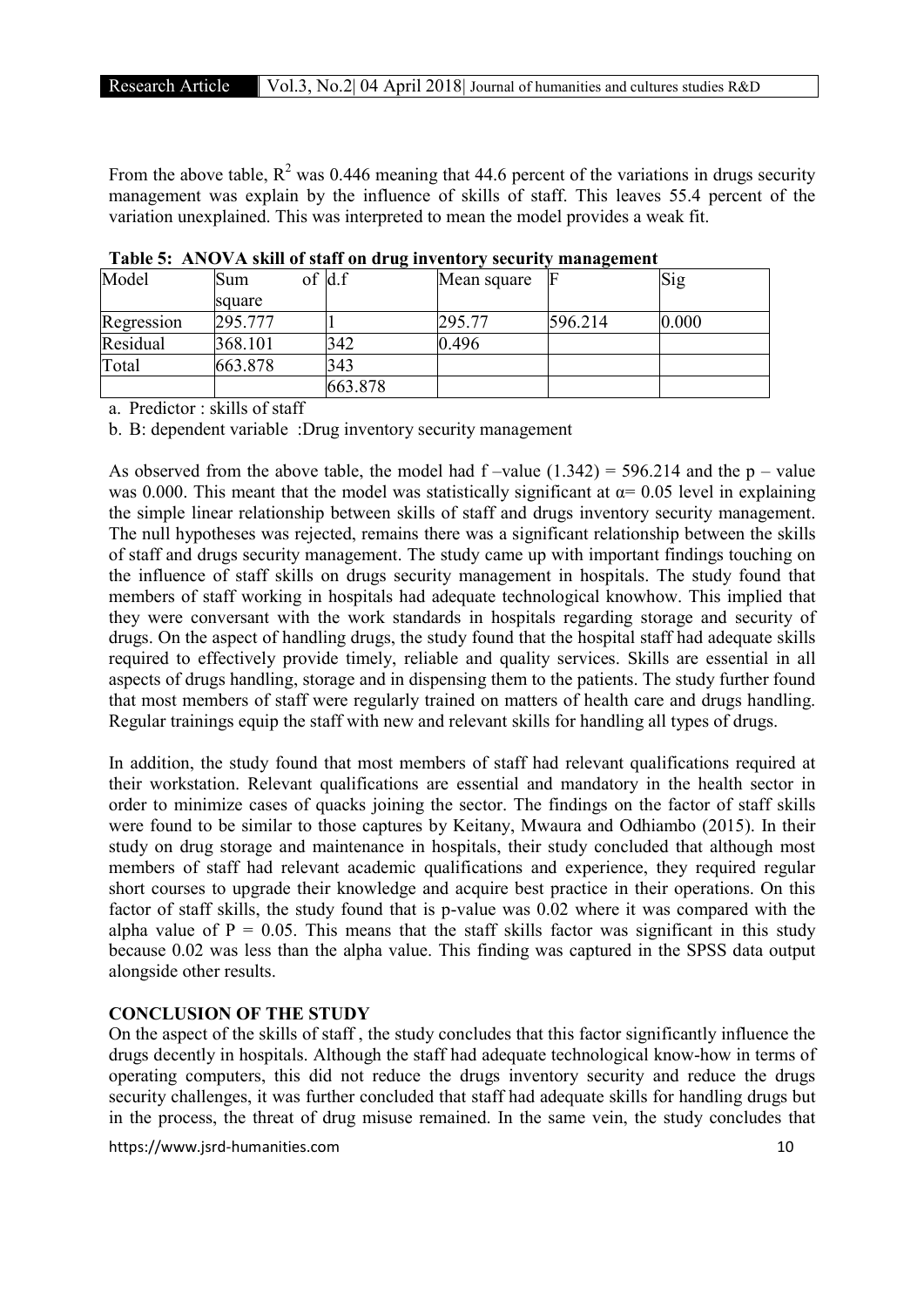From the above table, $R^2$ was 0.446 meaning that 44.6 percent of the variations in drugs security management was explain by the influence of skills of staff. This leaves 55.4 percent of the variation unexplained. This was interpreted to mean the model provides a weak fit.

**Table 5: ANOVA skill of staff on drug inventory security management**

| Model | Sum of square | d.f | Mean square | F | Sig |
|---|---|---|---|---|---|
| Regression | 295.777 | 1 | 295.77 | 596.214 | 0.000 |
| Residual | 368.101 | 342 | 0.496 | | |
| Total | 663.878 | 343 | | | |
| | | 663.878 | | | |

a. Predictor : skills of staff

b. B: dependent variable :Drug inventory security management

As observed from the above table, the model had f –value (1.342) = 596.214 and the p – value was 0.000. This meant that the model was statistically significant at $\alpha = 0.05$ level in explaining the simple linear relationship between skills of staff and drugs inventory security management. The null hypotheses was rejected, remains there was a significant relationship between the skills of staff and drugs security management. The study came up with important findings touching on the influence of staff skills on drugs security management in hospitals. The study found that members of staff working in hospitals had adequate technological knowhow. This implied that they were conversant with the work standards in hospitals regarding storage and security of drugs. On the aspect of handling drugs, the study found that the hospital staff had adequate skills required to effectively provide timely, reliable and quality services. Skills are essential in all aspects of drugs handling, storage and in dispensing them to the patients. The study further found that most members of staff were regularly trained on matters of health care and drugs handling. Regular trainings equip the staff with new and relevant skills for handling all types of drugs.

In addition, the study found that most members of staff had relevant qualifications required at their workstation. Relevant qualifications are essential and mandatory in the health sector in order to minimize cases of quacks joining the sector. The findings on the factor of staff skills were found to be similar to those captures by Keitany, Mwaura and Odhiambo (2015). In their study on drug storage and maintenance in hospitals, their study concluded that although most members of staff had relevant academic qualifications and experience, they required regular short courses to upgrade their knowledge and acquire best practice in their operations. On this factor of staff skills, the study found that is p-value was 0.02 where it was compared with the alpha value of P = 0.05. This means that the staff skills factor was significant in this study because 0.02 was less than the alpha value. This finding was captured in the SPSS data output alongside other results.

## CONCLUSION OF THE STUDY

On the aspect of the skills of staff , the study concludes that this factor significantly influence the drugs decently in hospitals. Although the staff had adequate technological know-how in terms of operating computers, this did not reduce the drugs inventory security and reduce the drugs security challenges, it was further concluded that staff had adequate skills for handling drugs but in the process, the threat of drug misuse remained. In the same vein, the study concludes that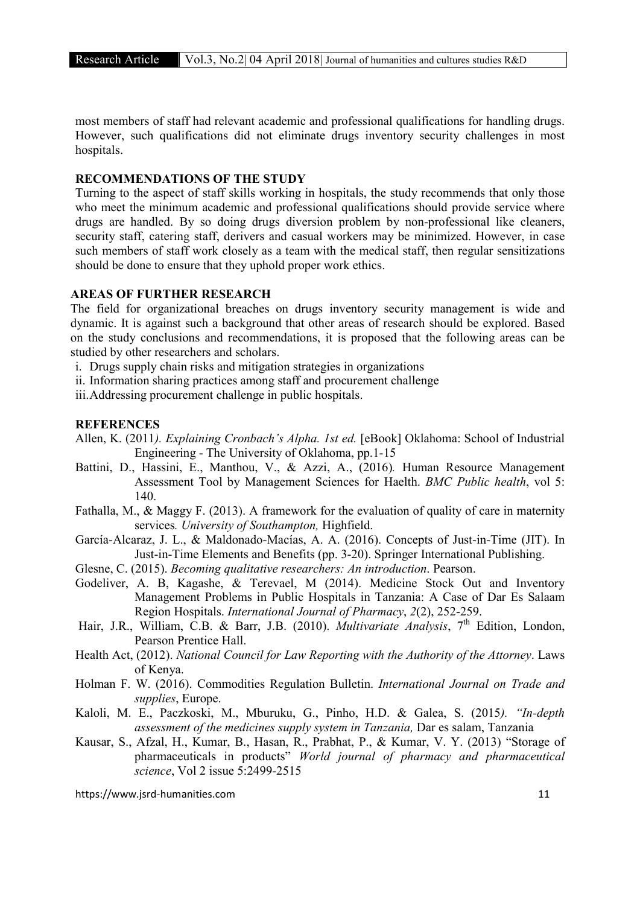most members of staff had relevant academic and professional qualifications for handling drugs. However, such qualifications did not eliminate drugs inventory security challenges in most hospitals.

## RECOMMENDATIONS OF THE STUDY

Turning to the aspect of staff skills working in hospitals, the study recommends that only those who meet the minimum academic and professional qualifications should provide service where drugs are handled. By so doing drugs diversion problem by non-professional like cleaners, security staff, catering staff, derivers and casual workers may be minimized. However, in case such members of staff work closely as a team with the medical staff, then regular sensitizations should be done to ensure that they uphold proper work ethics.

## AREAS OF FURTHER RESEARCH

The field for organizational breaches on drugs inventory security management is wide and dynamic. It is against such a background that other areas of research should be explored. Based on the study conclusions and recommendations, it is proposed that the following areas can be studied by other researchers and scholars.

i. Drugs supply chain risks and mitigation strategies in organizations
ii. Information sharing practices among staff and procurement challenge
iii. Addressing procurement challenge in public hospitals.

## REFERENCES

Allen, K. (2011*). Explaining Cronbach's Alpha. 1st ed.* [eBook] Oklahoma: School of Industrial Engineering - The University of Oklahoma, pp.1-15

Battini, D., Hassini, E., Manthou, V., & Azzi, A., (2016)*.* Human Resource Management Assessment Tool by Management Sciences for Haelth. *BMC Public health*, vol 5: 140.

Fathalla, M., & Maggy F. (2013). A framework for the evaluation of quality of care in maternity services*. University of Southampton,* Highfield.

García-Alcaraz, J. L., & Maldonado-Macías, A. A. (2016). Concepts of Just-in-Time (JIT). In Just-in-Time Elements and Benefits (pp. 3-20). Springer International Publishing.

Glesne, C. (2015). *Becoming qualitative researchers: An introduction*. Pearson.

Godeliver, A. B, Kagashe, & Terevael, M (2014). Medicine Stock Out and Inventory Management Problems in Public Hospitals in Tanzania: A Case of Dar Es Salaam Region Hospitals. *International Journal of Pharmacy*, *2*(2), 252-259.

Hair, J.R., William, C.B. & Barr, J.B. (2010). *Multivariate Analysis*, 7th Edition, London, Pearson Prentice Hall.

Health Act, (2012). *National Council for Law Reporting with the Authority of the Attorney*. Laws of Kenya.

Holman F. W. (2016). Commodities Regulation Bulletin. *International Journal on Trade and supplies*, Europe.

Kaloli, M. E., Paczkoski, M., Mburuku, G., Pinho, H.D. & Galea, S. (2015*). "In-depth assessment of the medicines supply system in Tanzania,* Dar es salam, Tanzania

Kausar, S., Afzal, H., Kumar, B., Hasan, R., Prabhat, P., & Kumar, V. Y. (2013) "Storage of pharmaceuticals in products" *World journal of pharmacy and pharmaceutical science*, Vol 2 issue 5:2499-2515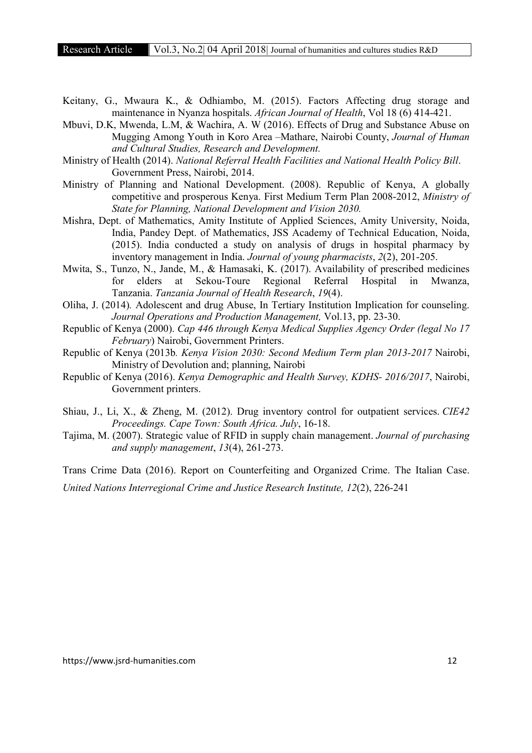Keitany, G., Mwaura K., & Odhiambo, M. (2015). Factors Affecting drug storage and maintenance in Nyanza hospitals. *African Journal of Health*, Vol 18 (6) 414-421.

Mbuvi, D.K, Mwenda, L.M, & Wachira, A. W (2016). Effects of Drug and Substance Abuse on Mugging Among Youth in Koro Area –Mathare, Nairobi County, *Journal of Human and Cultural Studies, Research and Development.*

Ministry of Health (2014). *National Referral Health Facilities and National Health Policy Bill*. Government Press, Nairobi, 2014.

Ministry of Planning and National Development. (2008). Republic of Kenya, A globally competitive and prosperous Kenya. First Medium Term Plan 2008-2012, *Ministry of State for Planning, National Development and Vision 2030.*

Mishra, Dept. of Mathematics, Amity Institute of Applied Sciences, Amity University, Noida, India, Pandey Dept. of Mathematics, JSS Academy of Technical Education, Noida, (2015). India conducted a study on analysis of drugs in hospital pharmacy by inventory management in India. *Journal of young pharmacists*, *2*(2), 201-205.

Mwita, S., Tunzo, N., Jande, M., & Hamasaki, K. (2017). Availability of prescribed medicines for elders at Sekou-Toure Regional Referral Hospital in Mwanza, Tanzania. *Tanzania Journal of Health Research*, *19*(4).

Oliha, J. (2014)*.* Adolescent and drug Abuse, In Tertiary Institution Implication for counseling. *Journal Operations and Production Management,* Vol.13, pp. 23-30.

Republic of Kenya (2000). *Cap 446 through Kenya Medical Supplies Agency Order (legal No 17 February*) Nairobi, Government Printers.

Republic of Kenya (2013b*. Kenya Vision 2030: Second Medium Term plan 2013-2017* Nairobi, Ministry of Devolution and; planning, Nairobi

Republic of Kenya (2016). *Kenya Demographic and Health Survey, KDHS- 2016/2017*, Nairobi, Government printers.

Shiau, J., Li, X., & Zheng, M. (2012). Drug inventory control for outpatient services. *CIE42 Proceedings. Cape Town: South Africa. July*, 16-18.

Tajima, M. (2007). Strategic value of RFID in supply chain management. *Journal of purchasing and supply management*, *13*(4), 261-273.

Trans Crime Data (2016). Report on Counterfeiting and Organized Crime. The Italian Case. *United Nations Interregional Crime and Justice Research Institute, 12*(2), 226-241